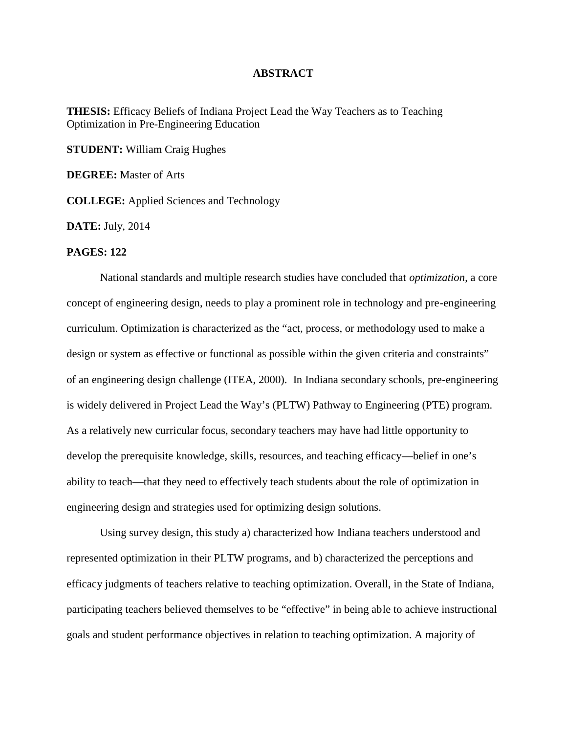# ABSTRACT

**THESIS:** Efficacy Beliefs of Indiana Project Lead the Way Teachers as to Teaching Optimization in Pre-Engineering Education

**STUDENT:** William Craig Hughes

**DEGREE:** Master of Arts

**COLLEGE:** Applied Sciences and Technology

**DATE:** July, 2014

**PAGES: 122**

National standards and multiple research studies have concluded that *optimization*, a core concept of engineering design, needs to play a prominent role in technology and pre-engineering curriculum. Optimization is characterized as the "act, process, or methodology used to make a design or system as effective or functional as possible within the given criteria and constraints" of an engineering design challenge (ITEA, 2000). In Indiana secondary schools, pre-engineering is widely delivered in Project Lead the Way's (PLTW) Pathway to Engineering (PTE) program. As a relatively new curricular focus, secondary teachers may have had little opportunity to develop the prerequisite knowledge, skills, resources, and teaching efficacy—belief in one's ability to teach—that they need to effectively teach students about the role of optimization in engineering design and strategies used for optimizing design solutions.

Using survey design, this study a) characterized how Indiana teachers understood and represented optimization in their PLTW programs, and b) characterized the perceptions and efficacy judgments of teachers relative to teaching optimization. Overall, in the State of Indiana, participating teachers believed themselves to be "effective" in being able to achieve instructional goals and student performance objectives in relation to teaching optimization. A majority of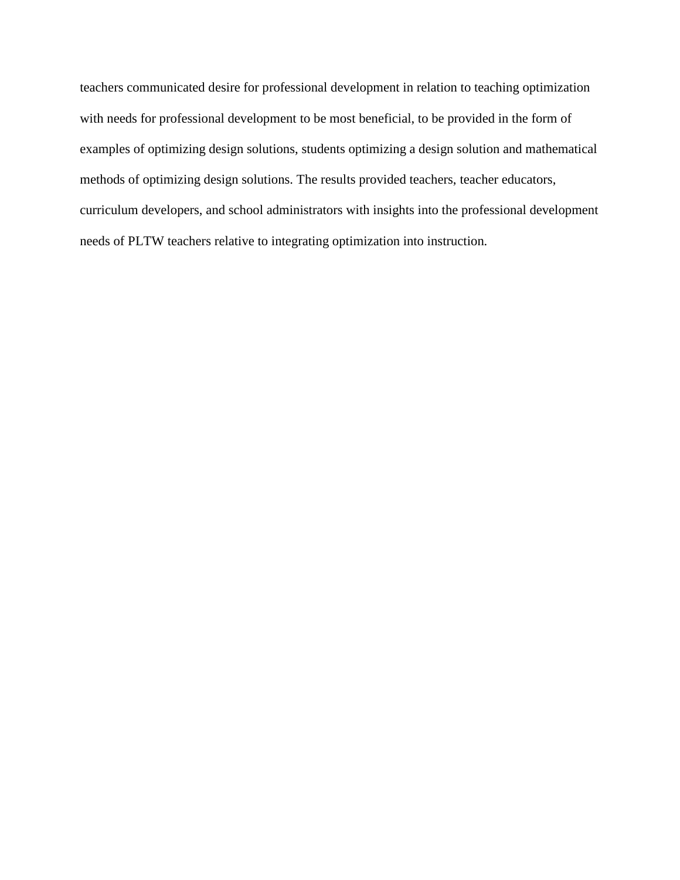teachers communicated desire for professional development in relation to teaching optimization with needs for professional development to be most beneficial, to be provided in the form of examples of optimizing design solutions, students optimizing a design solution and mathematical methods of optimizing design solutions. The results provided teachers, teacher educators, curriculum developers, and school administrators with insights into the professional development needs of PLTW teachers relative to integrating optimization into instruction.